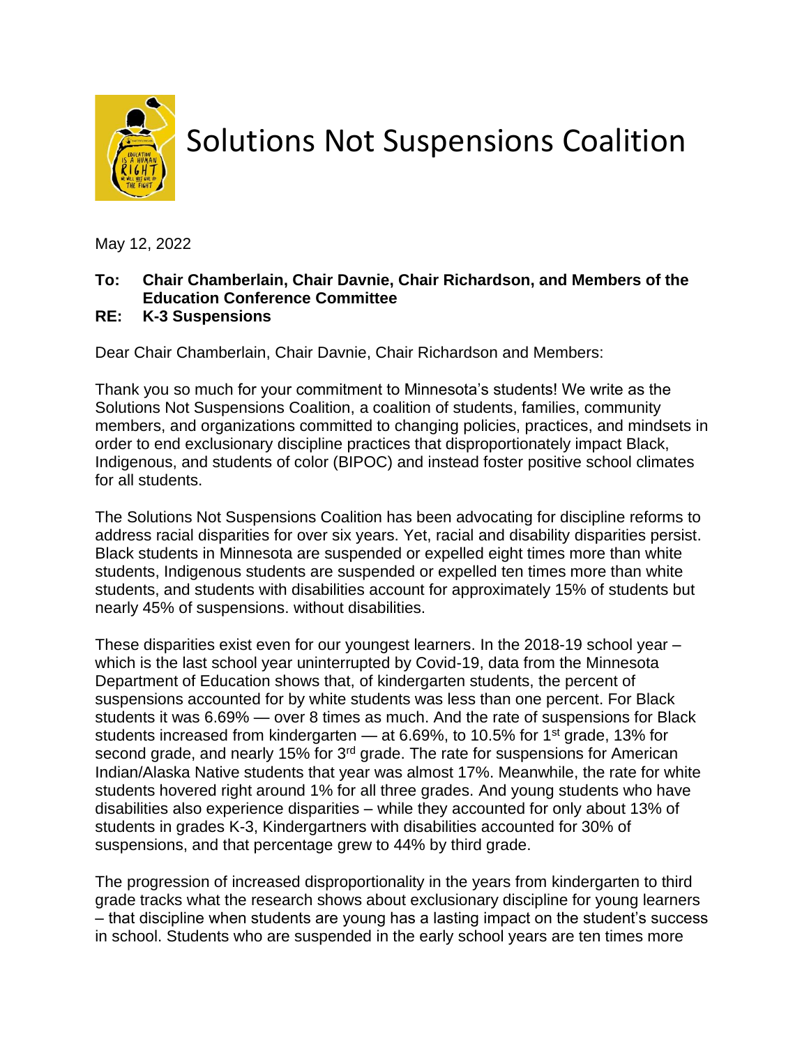# Solutions Not Suspensions Coalition

May 12, 2022

**To: Chair Chamberlain, Chair Davnie, Chair Richardson, and Members of the Education Conference Committee**
**RE: K-3 Suspensions**

Dear Chair Chamberlain, Chair Davnie, Chair Richardson and Members:

Thank you so much for your commitment to Minnesota's students! We write as the Solutions Not Suspensions Coalition, a coalition of students, families, community members, and organizations committed to changing policies, practices, and mindsets in order to end exclusionary discipline practices that disproportionately impact Black, Indigenous, and students of color (BIPOC) and instead foster positive school climates for all students.

The Solutions Not Suspensions Coalition has been advocating for discipline reforms to address racial disparities for over six years. Yet, racial and disability disparities persist. Black students in Minnesota are suspended or expelled eight times more than white students, Indigenous students are suspended or expelled ten times more than white students, and students with disabilities account for approximately 15% of students but nearly 45% of suspensions. without disabilities.

These disparities exist even for our youngest learners. In the 2018-19 school year – which is the last school year uninterrupted by Covid-19, data from the Minnesota Department of Education shows that, of kindergarten students, the percent of suspensions accounted for by white students was less than one percent. For Black students it was 6.69% — over 8 times as much. And the rate of suspensions for Black students increased from kindergarten — at 6.69%, to 10.5% for 1st grade, 13% for second grade, and nearly 15% for 3rd grade. The rate for suspensions for American Indian/Alaska Native students that year was almost 17%. Meanwhile, the rate for white students hovered right around 1% for all three grades. And young students who have disabilities also experience disparities – while they accounted for only about 13% of students in grades K-3, Kindergartners with disabilities accounted for 30% of suspensions, and that percentage grew to 44% by third grade.

The progression of increased disproportionality in the years from kindergarten to third grade tracks what the research shows about exclusionary discipline for young learners – that discipline when students are young has a lasting impact on the student's success in school. Students who are suspended in the early school years are ten times more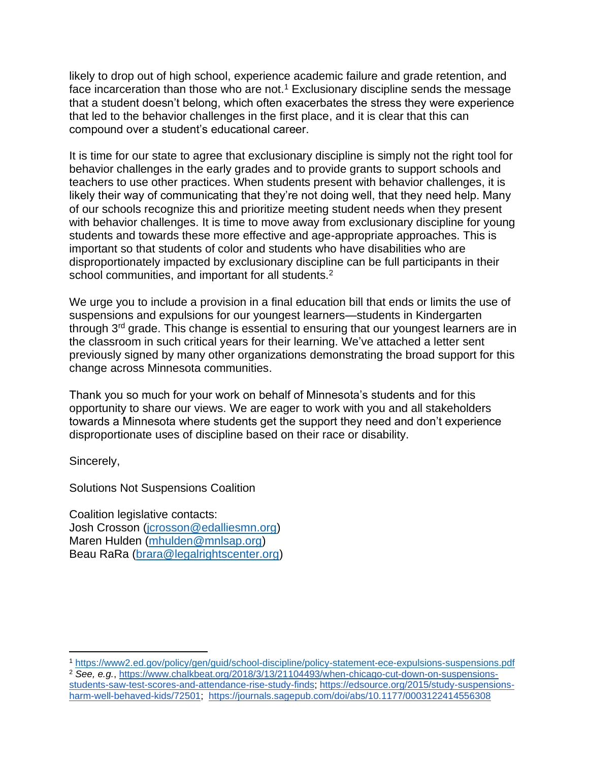likely to drop out of high school, experience academic failure and grade retention, and face incarceration than those who are not.[1] Exclusionary discipline sends the message that a student doesn't belong, which often exacerbates the stress they were experience that led to the behavior challenges in the first place, and it is clear that this can compound over a student's educational career.

It is time for our state to agree that exclusionary discipline is simply not the right tool for behavior challenges in the early grades and to provide grants to support schools and teachers to use other practices. When students present with behavior challenges, it is likely their way of communicating that they're not doing well, that they need help. Many of our schools recognize this and prioritize meeting student needs when they present with behavior challenges. It is time to move away from exclusionary discipline for young students and towards these more effective and age-appropriate approaches. This is important so that students of color and students who have disabilities who are disproportionately impacted by exclusionary discipline can be full participants in their school communities, and important for all students.[2]

We urge you to include a provision in a final education bill that ends or limits the use of suspensions and expulsions for our youngest learners—students in Kindergarten through 3rd grade. This change is essential to ensuring that our youngest learners are in the classroom in such critical years for their learning. We've attached a letter sent previously signed by many other organizations demonstrating the broad support for this change across Minnesota communities.

Thank you so much for your work on behalf of Minnesota's students and for this opportunity to share our views. We are eager to work with you and all stakeholders towards a Minnesota where students get the support they need and don't experience disproportionate uses of discipline based on their race or disability.

Sincerely,

Solutions Not Suspensions Coalition

Coalition legislative contacts:
Josh Crosson (jcrosson@edalliesmn.org)
Maren Hulden (mhulden@mnlsap.org)
Beau RaRa (brara@legalrightscenter.org)

---

[1] https://www2.ed.gov/policy/gen/guid/school-discipline/policy-statement-ece-expulsions-suspensions.pdf

[2] *See, e.g.*, https://www.chalkbeat.org/2018/3/13/21104493/when-chicago-cut-down-on-suspensions-students-saw-test-scores-and-attendance-rise-study-finds; https://edsource.org/2015/study-suspensions-harm-well-behaved-kids/72501; https://journals.sagepub.com/doi/abs/10.1177/0003122414556308